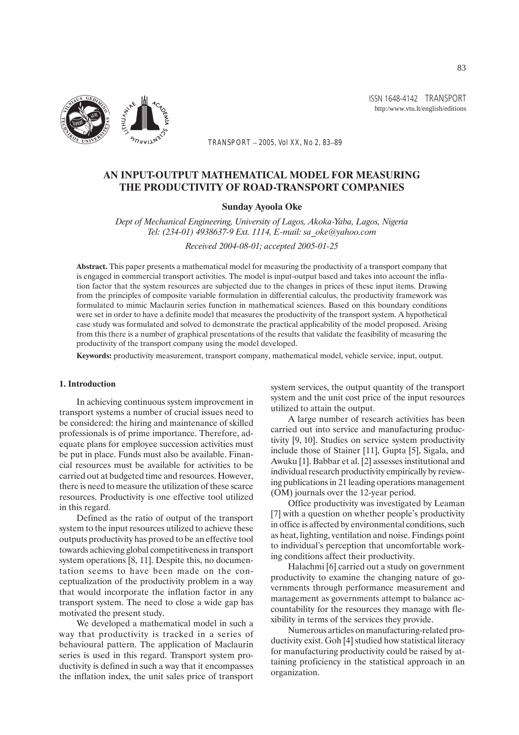# AN INPUT-OUTPUT MATHEMATICAL MODEL FOR MEASURING THE PRODUCTIVITY OF ROAD-TRANSPORT COMPANIES

**Sunday Ayoola Oke**

*Dept of Mechanical Engineering, University of Lagos, Akoka-Yaba, Lagos, Nigeria*
*Tel: (234-01) 4938637-9 Ext. 1114, E-mail: sa_oke@yahoo.com*

*Received 2004-08-01; accepted 2005-01-25*

**Abstract.** This paper presents a mathematical model for measuring the productivity of a transport company that is engaged in commercial transport activities. The model is input-output based and takes into account the inflation factor that the system resources are subjected due to the changes in prices of these input items. Drawing from the principles of composite variable formulation in differential calculus, the productivity framework was formulated to mimic Maclaurin series function in mathematical sciences. Based on this boundary conditions were set in order to have a definite model that measures the productivity of the transport system. A hypothetical case study was formulated and solved to demonstrate the practical applicability of the model proposed. Arising from this there is a number of graphical presentations of the results that validate the feasibility of measuring the productivity of the transport company using the model developed.

**Keywords:** productivity measurement, transport company, mathematical model, vehicle service, input, output.

## 1. Introduction

In achieving continuous system improvement in transport systems a number of crucial issues need to be considered: the hiring and maintenance of skilled professionals is of prime importance. Therefore, adequate plans for employee succession activities must be put in place. Funds must also be available. Financial resources must be available for activities to be carried out at budgeted time and resources. However, there is need to measure the utilization of these scarce resources. Productivity is one effective tool utilized in this regard.

Defined as the ratio of output of the transport system to the input resources utilized to achieve these outputs productivity has proved to be an effective tool towards achieving global competitiveness in transport system operations [8, 11]. Despite this, no documentation seems to have been made on the conceptualization of the productivity problem in a way that would incorporate the inflation factor in any transport system. The need to close a wide gap has motivated the present study.

We developed a mathematical model in such a way that productivity is tracked in a series of behavioural pattern. The application of Maclaurin series is used in this regard. Transport system productivity is defined in such a way that it encompasses the inflation index, the unit sales price of transport system services, the output quantity of the transport system and the unit cost price of the input resources utilized to attain the output.

A large number of research activities has been carried out into service and manufacturing productivity [9, 10]. Studies on service system productivity include those of Stainer [11], Gupta [5], Sigala, and Awuku [1]. Babbar et al. [2] assesses institutional and individual research productivity empirically by reviewing publications in 21 leading operations management (OM) journals over the 12-year period.

Office productivity was investigated by Leaman [7] with a question on whether people's productivity in office is affected by environmental conditions, such as heat, lighting, ventilation and noise. Findings point to individual's perception that uncomfortable working conditions affect their productivity.

Halachmi [6] carried out a study on government productivity to examine the changing nature of governments through performance measurement and management as governments attempt to balance accountability for the resources they manage with flexibility in terms of the services they provide.

Numerous articles on manufacturing-related productivity exist. Goh [4] studied how statistical literacy for manufacturing productivity could be raised by attaining proficiency in the statistical approach in an organization.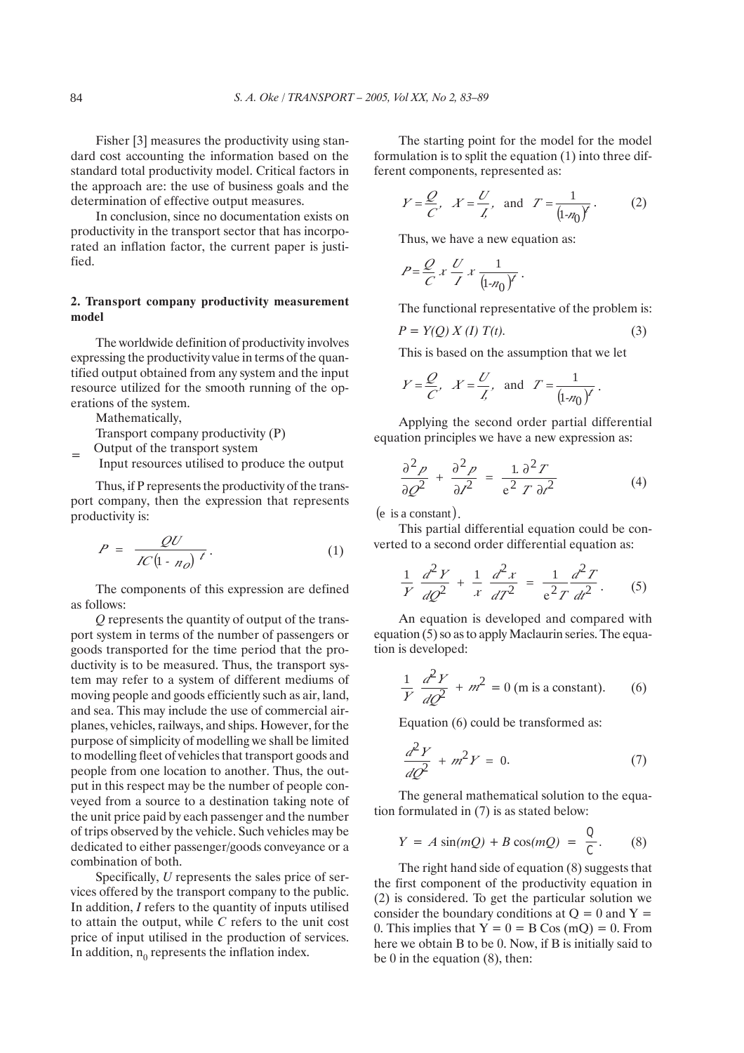Fisher [3] measures the productivity using standard cost accounting the information based on the standard total productivity model. Critical factors in the approach are: the use of business goals and the determination of effective output measures.

In conclusion, since no documentation exists on productivity in the transport sector that has incorporated an inflation factor, the current paper is justified.

## 2. Transport company productivity measurement model

The worldwide definition of productivity involves expressing the productivity value in terms of the quantified output obtained from any system and the input resource utilized for the smooth running of the operations of the system.

Mathematically,

Transport company productivity (P)

$$= \frac{\text{Output of the transport system}}{\text{Input resources utilised to produce the output}}$$

Thus, if P represents the productivity of the transport company, then the expression that represents productivity is:

$$P = \frac{QU}{IC(1 - n_O)^t}. \tag{1}$$

The components of this expression are defined as follows:

*Q* represents the quantity of output of the transport system in terms of the number of passengers or goods transported for the time period that the productivity is to be measured. Thus, the transport system may refer to a system of different mediums of moving people and goods efficiently such as air, land, and sea. This may include the use of commercial airplanes, vehicles, railways, and ships. However, for the purpose of simplicity of modelling we shall be limited to modelling fleet of vehicles that transport goods and people from one location to another. Thus, the output in this respect may be the number of people conveyed from a source to a destination taking note of the unit price paid by each passenger and the number of trips observed by the vehicle. Such vehicles may be dedicated to either passenger/goods conveyance or a combination of both.

Specifically, *U* represents the sales price of services offered by the transport company to the public. In addition, *I* refers to the quantity of inputs utilised to attain the output, while *C* refers to the unit cost price of input utilised in the production of services. In addition, $n_0$ represents the inflation index.

The starting point for the model for the model formulation is to split the equation (1) into three different components, represented as:

$$Y = \frac{Q}{C}, \quad X = \frac{U}{I}, \quad \text{and} \quad T = \frac{1}{(1-n_0)^t}. \tag{2}$$

Thus, we have a new equation as:

$$P = \frac{Q}{C} x \frac{U}{I} x \frac{1}{(1-n_0)^t}.$$

The functional representative of the problem is:

$$P = Y(Q)\, X(I)\, T(t). \tag{3}$$

This is based on the assumption that we let

$$Y = \frac{Q}{C}, \quad X = \frac{U}{I}, \quad \text{and} \quad T = \frac{1}{(1-n_0)^t}.$$

Applying the second order partial differential equation principles we have a new expression as:

$$\frac{\partial^2 p}{\partial Q^2} + \frac{\partial^2 p}{\partial I^2} = \frac{1.\ \partial^2 T}{e^2\ T\ \partial t^2} \tag{4}$$

(e is a constant).

This partial differential equation could be converted to a second order differential equation as:

$$\frac{1}{Y}\frac{d^2 Y}{dQ^2} + \frac{1}{x}\frac{d^2 x}{dT^2} = \frac{1}{e^2 T}\frac{d^2 T}{dt^2}. \tag{5}$$

An equation is developed and compared with equation (5) so as to apply Maclaurin series. The equation is developed:

$$\frac{1}{Y}\frac{d^2 Y}{dQ^2} + m^2 = 0 \text{ (m is a constant)}. \tag{6}$$

Equation (6) could be transformed as:

$$\frac{d^2 Y}{dQ^2} + m^2 Y = 0. \tag{7}$$

The general mathematical solution to the equation formulated in (7) is as stated below:

$$Y = A\sin(mQ) + B\cos(mQ) = \frac{Q}{C}. \tag{8}$$

The right hand side of equation (8) suggests that the first component of the productivity equation in (2) is considered. To get the particular solution we consider the boundary conditions at Q = 0 and Y = 0. This implies that Y = 0 = B Cos (mQ) = 0. From here we obtain B to be 0. Now, if B is initially said to be 0 in the equation (8), then: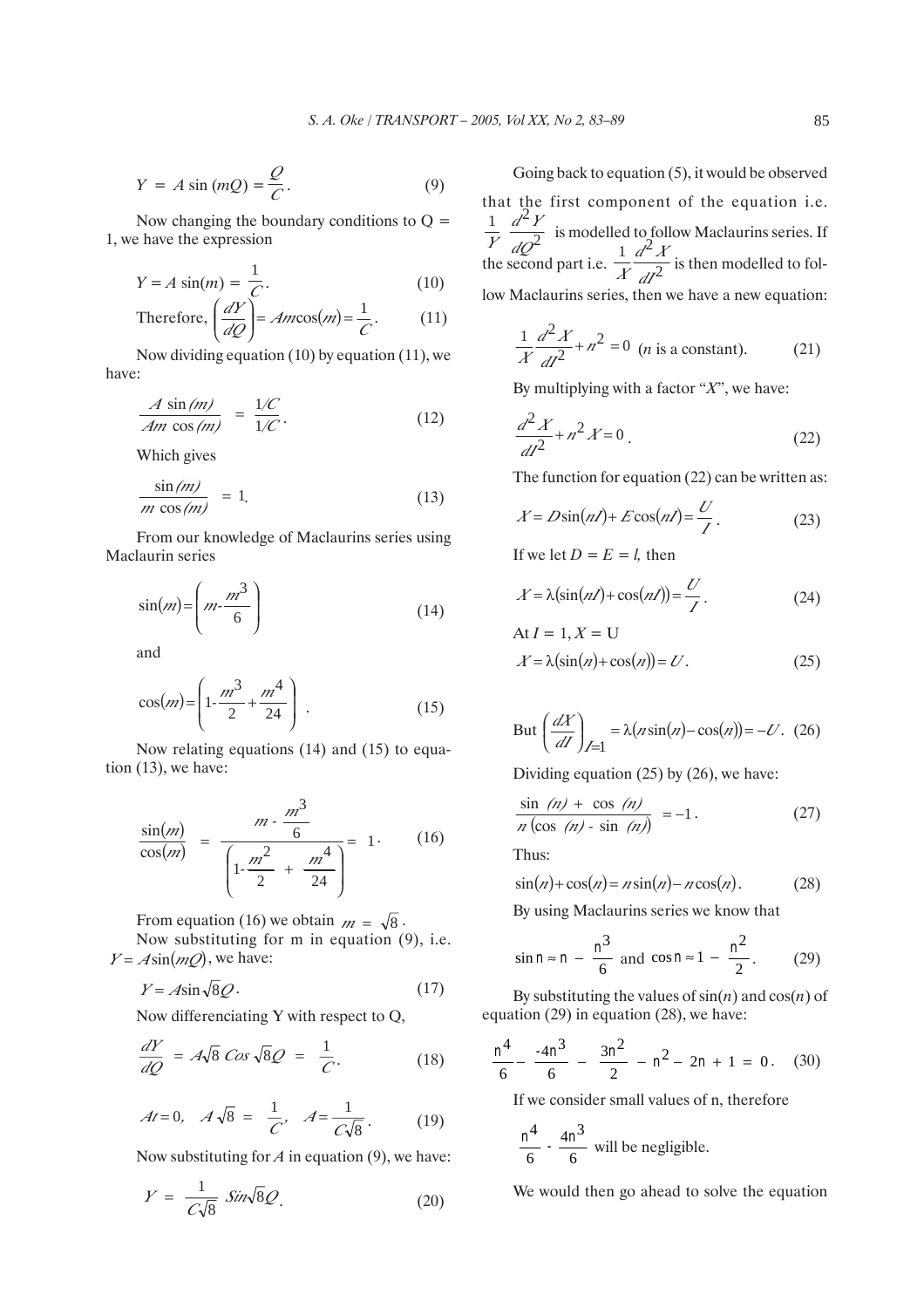$$Y = A \sin(mQ) = \frac{Q}{C}. \tag{9}$$

Now changing the boundary conditions to Q = 1, we have the expression

$$Y = A \sin(m) = \frac{1}{C}. \tag{10}$$

$$\text{Therefore, } \left(\frac{dY}{dQ}\right) = Am\cos(m) = \frac{1}{C}. \tag{11}$$

Now dividing equation (10) by equation (11), we have:

$$\frac{A \sin(m)}{Am \cos(m)} = \frac{1/C}{1/C}. \tag{12}$$

Which gives

$$\frac{\sin(m)}{m \cos(m)} = 1. \tag{13}$$

From our knowledge of Maclaurins series using Maclaurin series

$$\sin(m) = \left(m - \frac{m^3}{6}\right) \tag{14}$$

and

$$\cos(m) = \left(1 - \frac{m^3}{2} + \frac{m^4}{24}\right). \tag{15}$$

Now relating equations (14) and (15) to equation (13), we have:

$$\frac{\sin(m)}{\cos(m)} = \frac{m - \dfrac{m^3}{6}}{\left(1 - \dfrac{m^2}{2} + \dfrac{m^4}{24}\right)} = 1. \tag{16}$$

From equation (16) we obtain $m = \sqrt{8}$.

Now substituting for m in equation (9), i.e. $Y = A\sin(mQ)$, we have:

$$Y = A\sin\sqrt{8}Q. \tag{17}$$

Now differenciating Y with respect to Q,

$$\frac{dY}{dQ} = A\sqrt{8}\, Cos\,\sqrt{8}Q = \frac{1}{C}. \tag{18}$$

$$At = 0, \quad A\sqrt{8} = \frac{1}{C}, \quad A = \frac{1}{C\sqrt{8}}. \tag{19}$$

Now substituting for $A$ in equation (9), we have:

$$Y = \frac{1}{C\sqrt{8}}\, Sin\sqrt{8}Q. \tag{20}$$

Going back to equation (5), it would be observed that the first component of the equation i.e. $\frac{1}{Y}\frac{d^2Y}{dQ^2}$ is modelled to follow Maclaurins series. If the second part i.e. $\frac{1}{X}\frac{d^2X}{dI^2}$ is then modelled to follow Maclaurins series, then we have a new equation:

$$\frac{1}{X}\frac{d^2X}{dI^2} + n^2 = 0 \text{ ($n$ is a constant).} \tag{21}$$

By multiplying with a factor "$X$", we have:

$$\frac{d^2X}{dI^2} + n^2X = 0. \tag{22}$$

The function for equation (22) can be written as:

$$X = D\sin(nI) + E\cos(nI) = \frac{U}{I}. \tag{23}$$

If we let $D = E = l$, then

$$X = \lambda(\sin(nI) + \cos(nI)) = \frac{U}{I}. \tag{24}$$

At $I = 1, X = U$

$$X = \lambda(\sin(n) + \cos(n)) = U. \tag{25}$$

$$\text{But } \left(\frac{dX}{dI}\right)_{I=1} = \lambda(n\sin(n) - \cos(n)) = -U. \tag{26}$$

Dividing equation (25) by (26), we have:

$$\frac{\sin(n) + \cos(n)}{n(\cos(n) - \sin(n))} = -1. \tag{27}$$

Thus:

$$\sin(n) + \cos(n) = n\sin(n) - n\cos(n). \tag{28}$$

By using Maclaurins series we know that

$$\sin n \approx n - \frac{n^3}{6} \text{ and } \cos n \approx 1 - \frac{n^2}{2}. \tag{29}$$

By substituting the values of $\sin(n)$ and $\cos(n)$ of equation (29) in equation (28), we have:

$$\frac{n^4}{6} - \frac{-4n^3}{6} - \frac{3n^2}{2} - n^2 - 2n + 1 = 0. \tag{30}$$

If we consider small values of n, therefore

$\frac{n^4}{6} - \frac{4n^3}{6}$ will be negligible.

We would then go ahead to solve the equation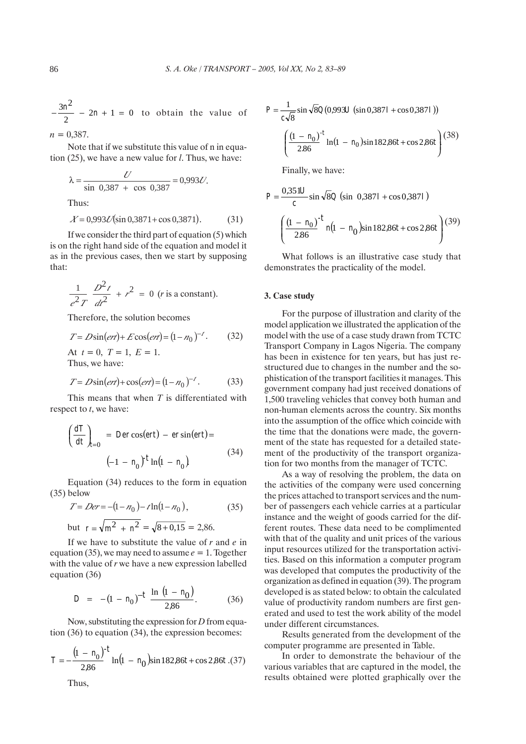$-\frac{3n^2}{2} - 2n + 1 = 0$ to obtain the value of $n = 0{,}387$.

Note that if we substitute this value of n in equation (25), we have a new value for $l$. Thus, we have:

$$\lambda = \frac{U}{\sin\ 0{,}387\ +\ \cos\ 0{,}387} = 0{,}993U.$$

Thus:

$$X = 0{,}993U(\sin 0{,}3871 + \cos 0{,}3871). \quad (31)$$

If we consider the third part of equation (5) which is on the right hand side of the equation and model it as in the previous cases, then we start by supposing that:

$$\frac{1}{e^2 T}\ \frac{D^2 t}{dt^2}\ + r^2\ =\ 0 \text{ (} r \text{ is a constant).}$$

Therefore, the solution becomes

$$T = D\sin(ert) + E\cos(ert) = (1 - n_0)^{-t}. \quad (32)$$

At $t = 0$, $T = 1$, $E = 1$.

Thus, we have:

$$T = D\sin(ert) + \cos(ert) = (1 - n_0)^{-t}. \quad (33)$$

This means that when $T$ is differentiated with respect to $t$, we have:

$$\left(\frac{dT}{dt}\right)_{t=0} = Der\cos(ert) - er\sin(ert) = \left(-1 - n_0\right)^{t}\ln\left(1 - n_0\right). \quad (34)$$

Equation (34) reduces to the form in equation (35) below

$$T = Der = -(1 - n_0) - t\ln(1 - n_0), \quad (35)$$

but $r = \sqrt{m^2 + n^2} = \sqrt{8 + 0{,}15} = 2{,}86$.

If we have to substitute the value of $r$ and $e$ in equation (35), we may need to assume $e = 1$. Together with the value of $r$ we have a new expression labelled equation (36)

$$D\ =\ -(1 - n_0)^{-t}\ \frac{\ln\ (1 - n_0)}{2{,}86}. \quad (36)$$

Now, substituting the expression for $D$ from equation (36) to equation (34), the expression becomes:

$$T = -\frac{(1 - n_0)^{-t}}{2{,}86}\ \ln(1 - n_0)\sin 182{,}86t + \cos 2{,}86t. \quad (37)$$

Thus,

$$P = \frac{1}{c\sqrt{8}}\sin\sqrt{8}Q\,(0{,}993U\ (\sin 0{,}387l + \cos 0{,}387l))$$
$$\left(\frac{(1 - n_0)^{-t}}{2.86}\ln(1 - n_0)\sin 182{,}86t + \cos 2{,}86t\right) \quad (38)$$

Finally, we have:

$$P = \frac{0{,}351U}{c}\sin\sqrt{8}Q\ \ (\sin\ 0{,}387l + \cos 0{,}387l\ )$$
$$\left(\frac{(1 - n_0)^{-t}}{2.86}\ n(1 - n_0)\sin 182{,}86t + \cos 2{,}86t\right) \quad (39)$$

What follows is an illustrative case study that demonstrates the practicality of the model.

### 3. Case study

For the purpose of illustration and clarity of the model application we illustrated the application of the model with the use of a case study drawn from TCTC Transport Company in Lagos Nigeria. The company has been in existence for ten years, but has just restructured due to changes in the number and the sophistication of the transport facilities it manages. This government company had just received donations of 1,500 traveling vehicles that convey both human and non-human elements across the country. Six months into the assumption of the office which coincide with the time that the donations were made, the government of the state has requested for a detailed statement of the productivity of the transport organization for two months from the manager of TCTC.

As a way of resolving the problem, the data on the activities of the company were used concerning the prices attached to transport services and the number of passengers each vehicle carries at a particular instance and the weight of goods carried for the different routes. These data need to be complimented with that of the quality and unit prices of the various input resources utilized for the transportation activities. Based on this information a computer program was developed that computes the productivity of the organization as defined in equation (39). The program developed is as stated below: to obtain the calculated value of productivity random numbers are first generated and used to test the work ability of the model under different circumstances.

Results generated from the development of the computer programme are presented in Table.

In order to demonstrate the behaviour of the various variables that are captured in the model, the results obtained were plotted graphically over the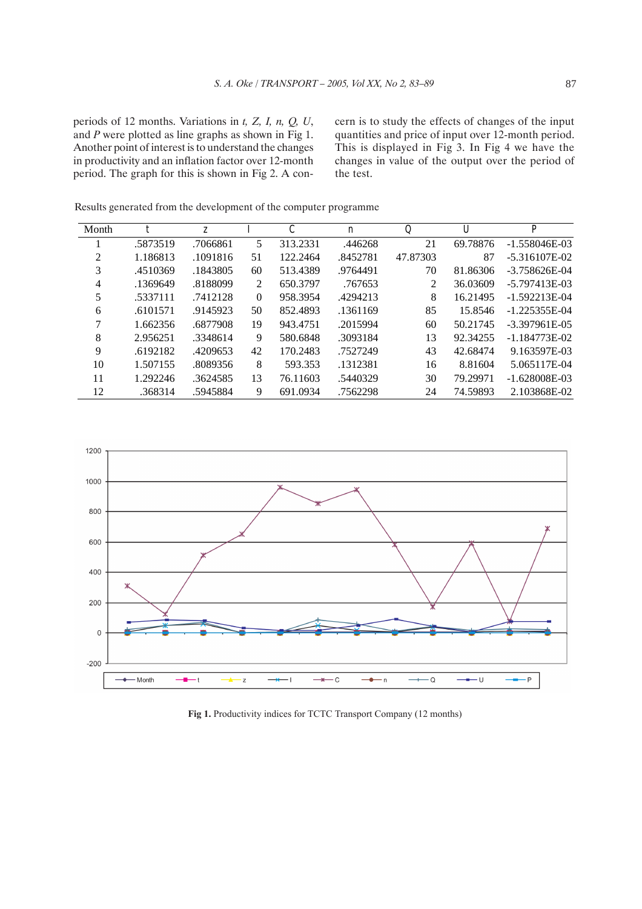periods of 12 months. Variations in *t, Z, I, n, Q, U*, and *P* were plotted as line graphs as shown in Fig 1. Another point of interest is to understand the changes in productivity and an inflation factor over 12-month period. The graph for this is shown in Fig 2. A concern is to study the effects of changes of the input quantities and price of input over 12-month period. This is displayed in Fig 3. In Fig 4 we have the changes in value of the output over the period of the test.

Results generated from the development of the computer programme

| Month | t | z | I | C | n | Q | U | P |
|---|---|---|---|---|---|---|---|---|
| 1 | .5873519 | .7066861 | 5 | 313.2331 | .446268 | 21 | 69.78876 | -1.558046E-03 |
| 2 | 1.186813 | .1091816 | 51 | 122.2464 | .8452781 | 47.87303 | 87 | -5.316107E-02 |
| 3 | .4510369 | .1843805 | 60 | 513.4389 | .9764491 | 70 | 81.86306 | -3.758626E-04 |
| 4 | .1369649 | .8188099 | 2 | 650.3797 | .767653 | 2 | 36.03609 | -5.797413E-03 |
| 5 | .5337111 | .7412128 | 0 | 958.3954 | .4294213 | 8 | 16.21495 | -1.592213E-04 |
| 6 | .6101571 | .9145923 | 50 | 852.4893 | .1361169 | 85 | 15.8546 | -1.225355E-04 |
| 7 | 1.662356 | .6877908 | 19 | 943.4751 | .2015994 | 60 | 50.21745 | -3.397961E-05 |
| 8 | 2.956251 | .3348614 | 9 | 580.6848 | .3093184 | 13 | 92.34255 | -1.184773E-02 |
| 9 | .6192182 | .4209653 | 42 | 170.2483 | .7527249 | 43 | 42.68474 | 9.163597E-03 |
| 10 | 1.507155 | .8089356 | 8 | 593.353 | .1312381 | 16 | 8.81604 | 5.065117E-04 |
| 11 | 1.292246 | .3624585 | 13 | 76.11603 | .5440329 | 30 | 79.29971 | -1.628008E-03 |
| 12 | .368314 | .5945884 | 9 | 691.0934 | .7562298 | 24 | 74.59893 | 2.103868E-02 |

**Fig 1.** Productivity indices for TCTC Transport Company (12 months)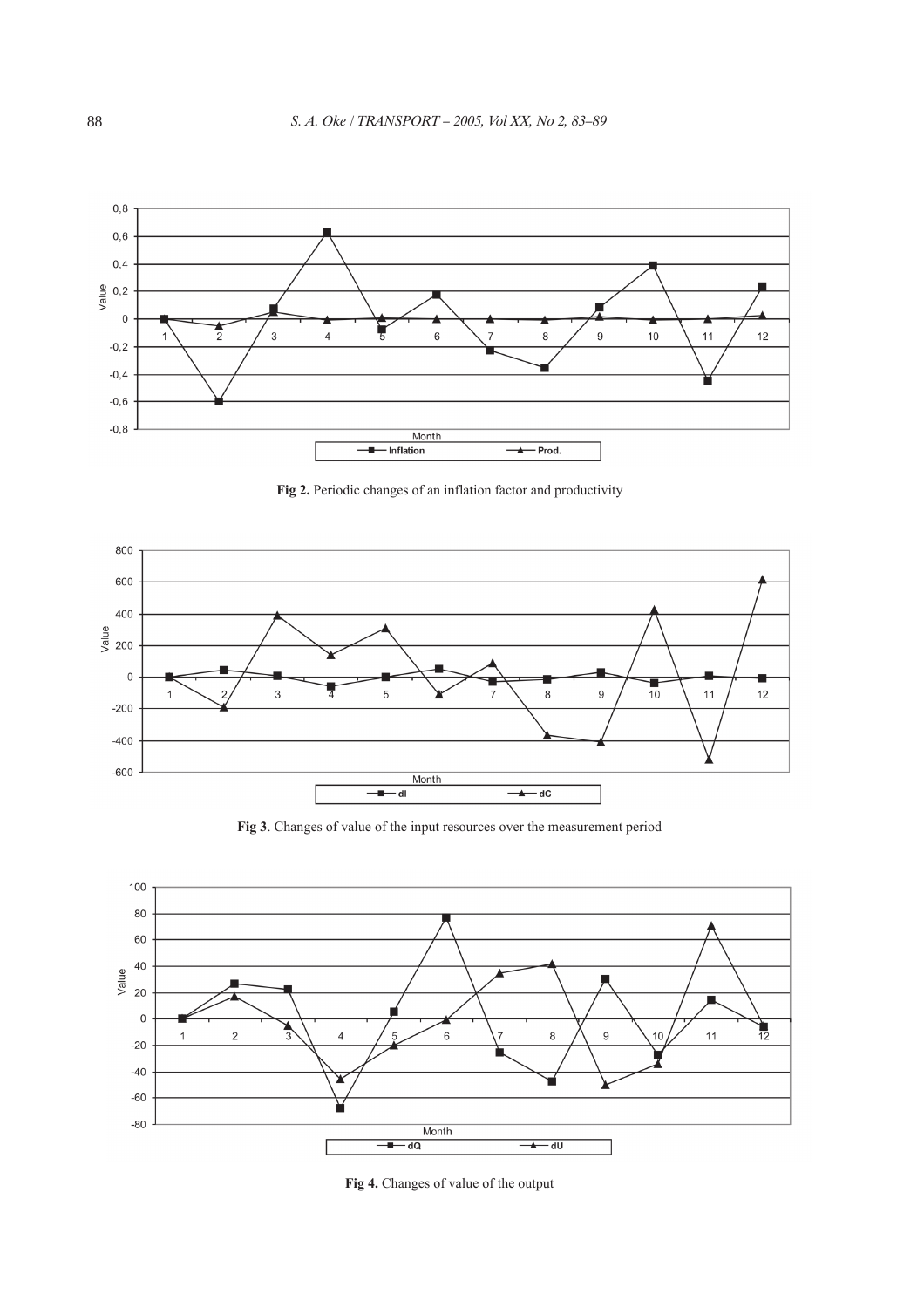Fig 2. Periodic changes of an inflation factor and productivity

Fig 3. Changes of value of the input resources over the measurement period

Fig 4. Changes of value of the output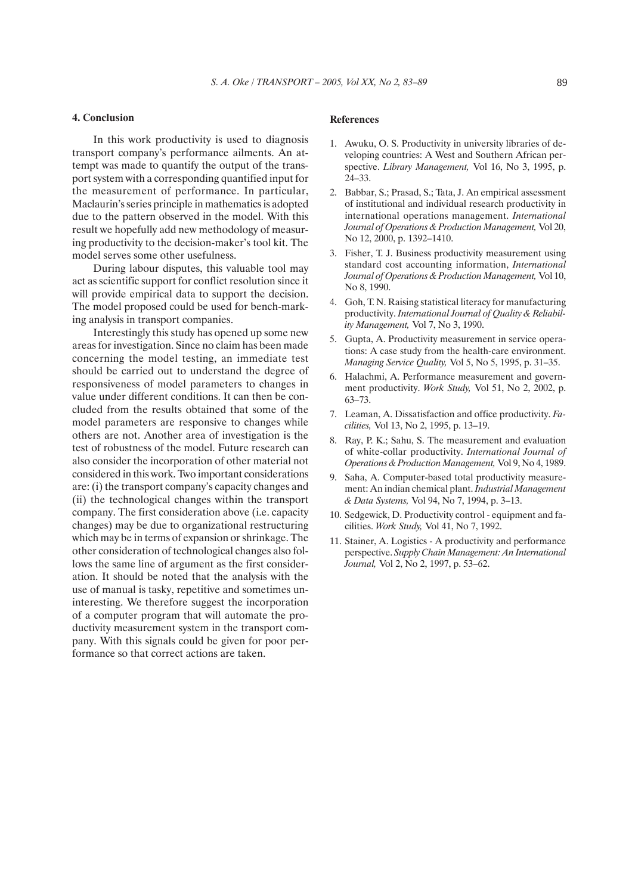## 4. Conclusion

In this work productivity is used to diagnosis transport company's performance ailments. An attempt was made to quantify the output of the transport system with a corresponding quantified input for the measurement of performance. In particular, Maclaurin's series principle in mathematics is adopted due to the pattern observed in the model. With this result we hopefully add new methodology of measuring productivity to the decision-maker's tool kit. The model serves some other usefulness.

During labour disputes, this valuable tool may act as scientific support for conflict resolution since it will provide empirical data to support the decision. The model proposed could be used for bench-marking analysis in transport companies.

Interestingly this study has opened up some new areas for investigation. Since no claim has been made concerning the model testing, an immediate test should be carried out to understand the degree of responsiveness of model parameters to changes in value under different conditions. It can then be concluded from the results obtained that some of the model parameters are responsive to changes while others are not. Another area of investigation is the test of robustness of the model. Future research can also consider the incorporation of other material not considered in this work. Two important considerations are: (i) the transport company's capacity changes and (ii) the technological changes within the transport company. The first consideration above (i.e. capacity changes) may be due to organizational restructuring which may be in terms of expansion or shrinkage. The other consideration of technological changes also follows the same line of argument as the first consideration. It should be noted that the analysis with the use of manual is tasky, repetitive and sometimes uninteresting. We therefore suggest the incorporation of a computer program that will automate the productivity measurement system in the transport company. With this signals could be given for poor performance so that correct actions are taken.

## References

1. Awuku, O. S. Productivity in university libraries of developing countries: A West and Southern African perspective. *Library Management,* Vol 16, No 3, 1995, p. 24–33.
2. Babbar, S.; Prasad, S.; Tata, J. An empirical assessment of institutional and individual research productivity in international operations management. *International Journal of Operations & Production Management,* Vol 20, No 12, 2000, p. 1392–1410.
3. Fisher, T. J. Business productivity measurement using standard cost accounting information, *International Journal of Operations & Production Management,* Vol 10, No 8, 1990.
4. Goh, T. N. Raising statistical literacy for manufacturing productivity. *International Journal of Quality & Reliability Management,* Vol 7, No 3, 1990.
5. Gupta, A. Productivity measurement in service operations: A case study from the health-care environment. *Managing Service Quality,* Vol 5, No 5, 1995, p. 31–35.
6. Halachmi, A. Performance measurement and government productivity. *Work Study,* Vol 51, No 2, 2002, p. 63–73.
7. Leaman, A. Dissatisfaction and office productivity. *Facilities,* Vol 13, No 2, 1995, p. 13–19.
8. Ray, P. K.; Sahu, S. The measurement and evaluation of white-collar productivity. *International Journal of Operations & Production Management,* Vol 9, No 4, 1989.
9. Saha, A. Computer-based total productivity measurement: An indian chemical plant. *Industrial Management & Data Systems,* Vol 94, No 7, 1994, p. 3–13.
10. Sedgewick, D. Productivity control - equipment and facilities. *Work Study,* Vol 41, No 7, 1992.
11. Stainer, A. Logistics - A productivity and performance perspective. *Supply Chain Management: An International Journal,* Vol 2, No 2, 1997, p. 53–62.